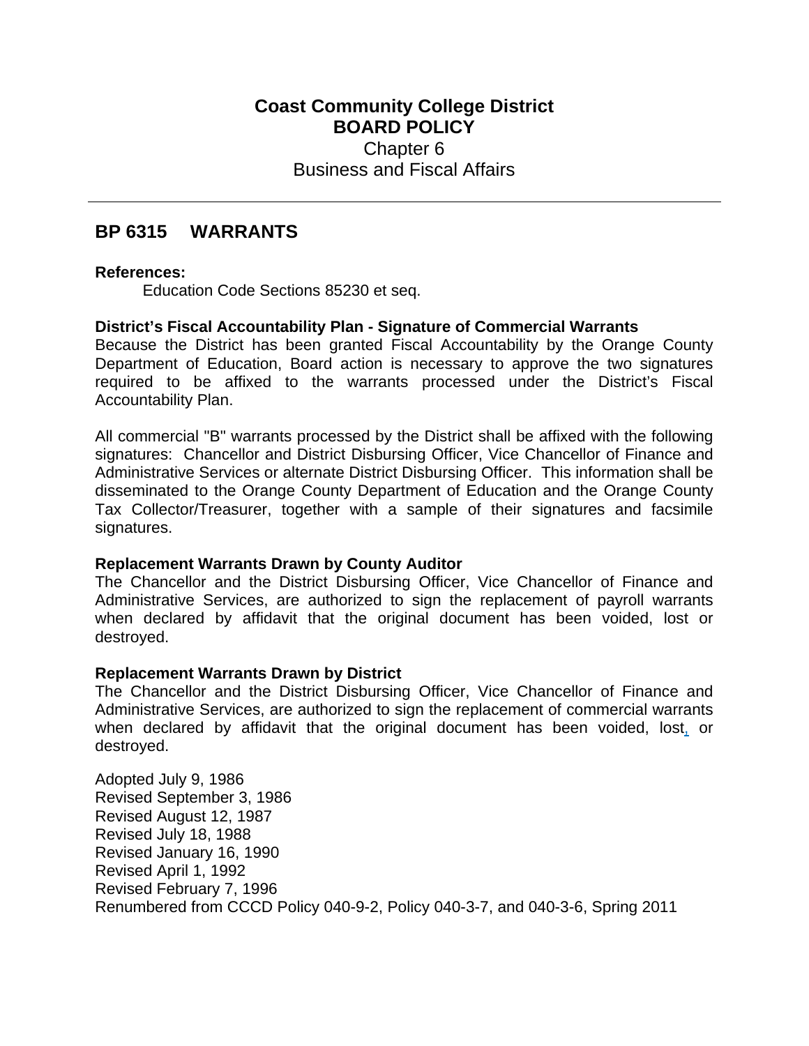# Coast Community College District
## BOARD POLICY
Chapter 6
Business and Fiscal Affairs

---

## BP 6315 WARRANTS

**References:**

Education Code Sections 85230 et seq.

**District's Fiscal Accountability Plan - Signature of Commercial Warrants**

Because the District has been granted Fiscal Accountability by the Orange County Department of Education, Board action is necessary to approve the two signatures required to be affixed to the warrants processed under the District's Fiscal Accountability Plan.

All commercial "B" warrants processed by the District shall be affixed with the following signatures: Chancellor and District Disbursing Officer, Vice Chancellor of Finance and Administrative Services or alternate District Disbursing Officer. This information shall be disseminated to the Orange County Department of Education and the Orange County Tax Collector/Treasurer, together with a sample of their signatures and facsimile signatures.

**Replacement Warrants Drawn by County Auditor**

The Chancellor and the District Disbursing Officer, Vice Chancellor of Finance and Administrative Services, are authorized to sign the replacement of payroll warrants when declared by affidavit that the original document has been voided, lost or destroyed.

**Replacement Warrants Drawn by District**

The Chancellor and the District Disbursing Officer, Vice Chancellor of Finance and Administrative Services, are authorized to sign the replacement of commercial warrants when declared by affidavit that the original document has been voided, lost, or destroyed.

Adopted July 9, 1986
Revised September 3, 1986
Revised August 12, 1987
Revised July 18, 1988
Revised January 16, 1990
Revised April 1, 1992
Revised February 7, 1996
Renumbered from CCCD Policy 040-9-2, Policy 040-3-7, and 040-3-6, Spring 2011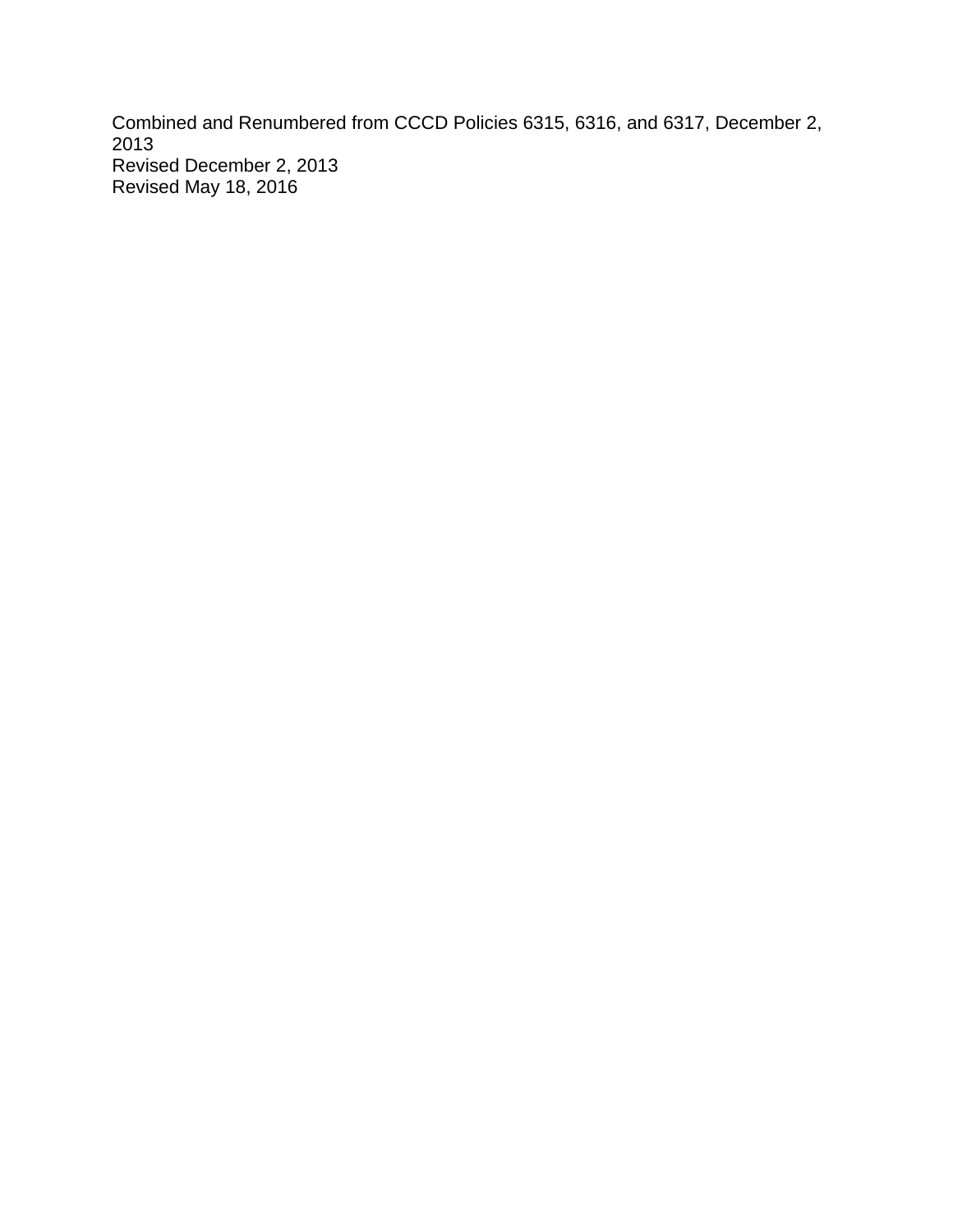Combined and Renumbered from CCCD Policies 6315, 6316, and 6317, December 2, 2013
Revised December 2, 2013
Revised May 18, 2016